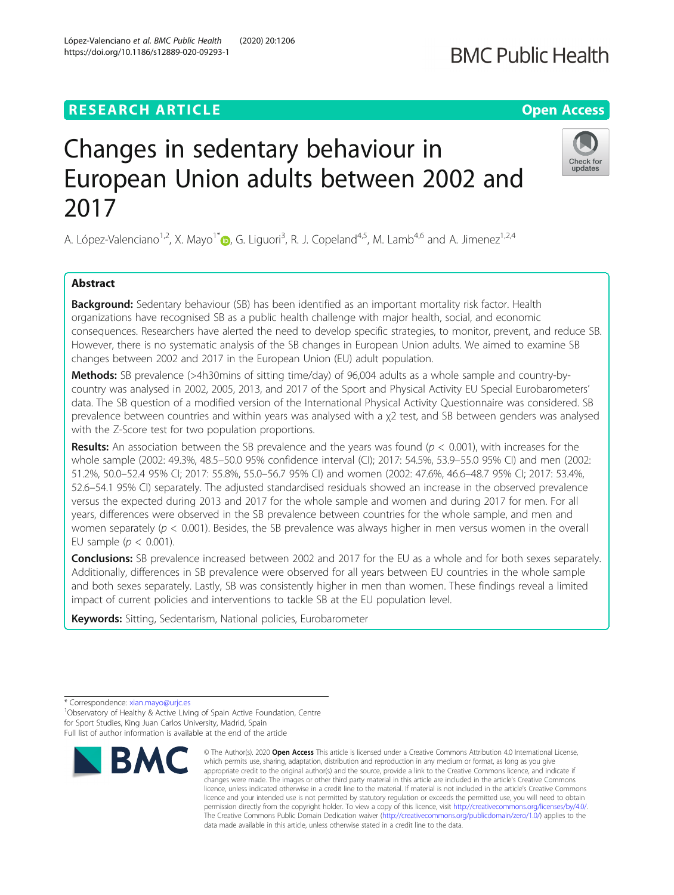RESEARCH ARTICLE

Open Access

# Changes in sedentary behaviour in European Union adults between 2002 and 2017

A. López-Valenciano[1,2], X. Mayo[1*], G. Liguori[3], R. J. Copeland[4,5], M. Lamb[4,6] and A. Jimenez[1,2,4]

## Abstract

**Background:** Sedentary behaviour (SB) has been identified as an important mortality risk factor. Health organizations have recognised SB as a public health challenge with major health, social, and economic consequences. Researchers have alerted the need to develop specific strategies, to monitor, prevent, and reduce SB. However, there is no systematic analysis of the SB changes in European Union adults. We aimed to examine SB changes between 2002 and 2017 in the European Union (EU) adult population.

**Methods:** SB prevalence (>4h30mins of sitting time/day) of 96,004 adults as a whole sample and country-by-country was analysed in 2002, 2005, 2013, and 2017 of the Sport and Physical Activity EU Special Eurobarometers' data. The SB question of a modified version of the International Physical Activity Questionnaire was considered. SB prevalence between countries and within years was analysed with a $\chi 2$ test, and SB between genders was analysed with the Z-Score test for two population proportions.

**Results:** An association between the SB prevalence and the years was found ($p < 0.001$), with increases for the whole sample (2002: 49.3%, 48.5–50.0 95% confidence interval (CI); 2017: 54.5%, 53.9–55.0 95% CI) and men (2002: 51.2%, 50.0–52.4 95% CI; 2017: 55.8%, 55.0–56.7 95% CI) and women (2002: 47.6%, 46.6–48.7 95% CI; 2017: 53.4%, 52.6–54.1 95% CI) separately. The adjusted standardised residuals showed an increase in the observed prevalence versus the expected during 2013 and 2017 for the whole sample and women and during 2017 for men. For all years, differences were observed in the SB prevalence between countries for the whole sample, and men and women separately ($p < 0.001$). Besides, the SB prevalence was always higher in men versus women in the overall EU sample ($p < 0.001$).

**Conclusions:** SB prevalence increased between 2002 and 2017 for the EU as a whole and for both sexes separately. Additionally, differences in SB prevalence were observed for all years between EU countries in the whole sample and both sexes separately. Lastly, SB was consistently higher in men than women. These findings reveal a limited impact of current policies and interventions to tackle SB at the EU population level.

**Keywords:** Sitting, Sedentarism, National policies, Eurobarometer

---

\* Correspondence: xian.mayo@urjc.es

[1]Observatory of Healthy & Active Living of Spain Active Foundation, Centre for Sport Studies, King Juan Carlos University, Madrid, Spain

Full list of author information is available at the end of the article

© The Author(s). 2020 **Open Access** This article is licensed under a Creative Commons Attribution 4.0 International License, which permits use, sharing, adaptation, distribution and reproduction in any medium or format, as long as you give appropriate credit to the original author(s) and the source, provide a link to the Creative Commons licence, and indicate if changes were made. The images or other third party material in this article are included in the article's Creative Commons licence, unless indicated otherwise in a credit line to the material. If material is not included in the article's Creative Commons licence and your intended use is not permitted by statutory regulation or exceeds the permitted use, you will need to obtain permission directly from the copyright holder. To view a copy of this licence, visit http://creativecommons.org/licenses/by/4.0/. The Creative Commons Public Domain Dedication waiver (http://creativecommons.org/publicdomain/zero/1.0/) applies to the data made available in this article, unless otherwise stated in a credit line to the data.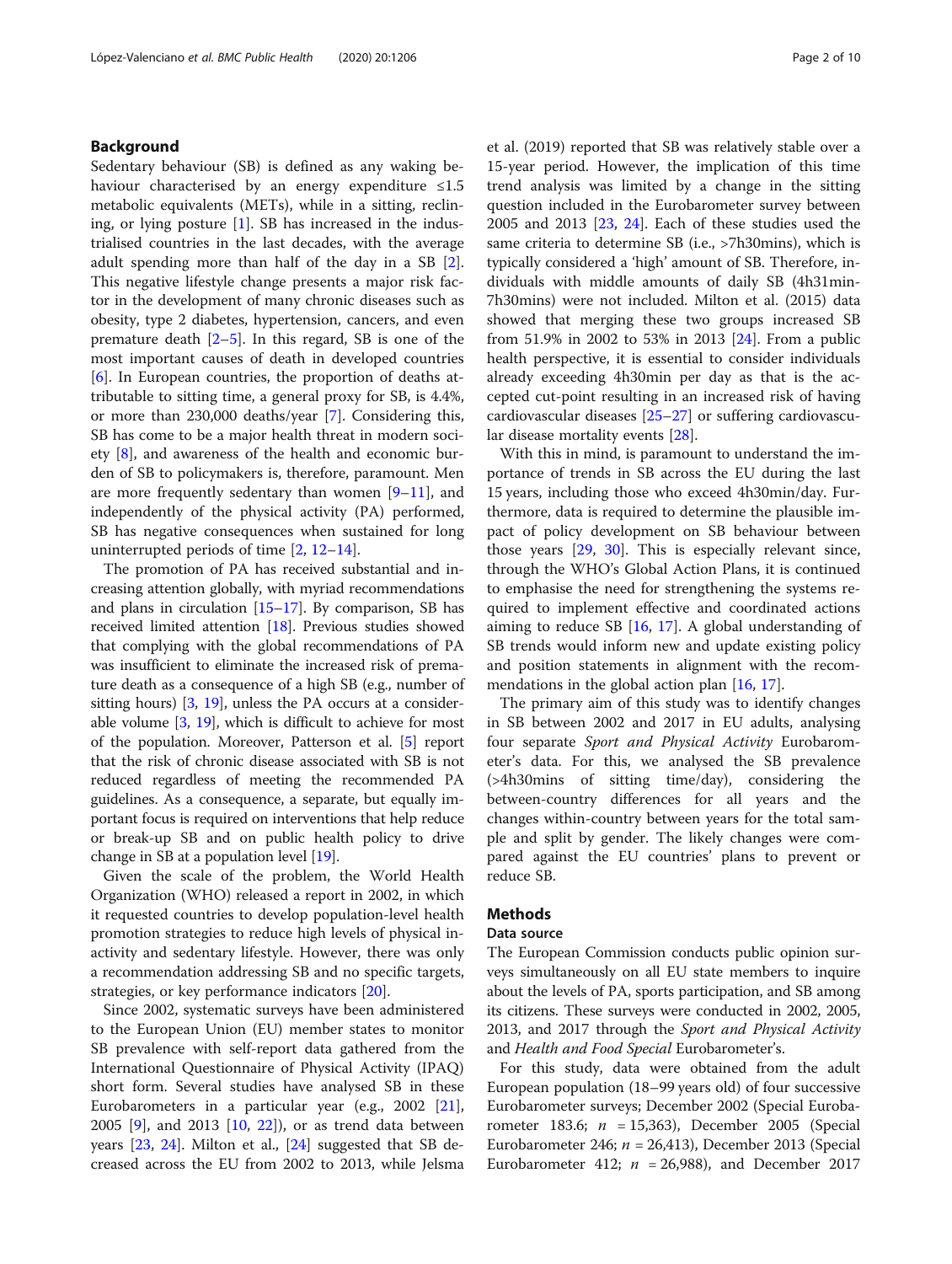## Background

Sedentary behaviour (SB) is defined as any waking behaviour characterised by an energy expenditure ≤1.5 metabolic equivalents (METs), while in a sitting, reclining, or lying posture [1]. SB has increased in the industrialised countries in the last decades, with the average adult spending more than half of the day in a SB [2]. This negative lifestyle change presents a major risk factor in the development of many chronic diseases such as obesity, type 2 diabetes, hypertension, cancers, and even premature death [2–5]. In this regard, SB is one of the most important causes of death in developed countries [6]. In European countries, the proportion of deaths attributable to sitting time, a general proxy for SB, is 4.4%, or more than 230,000 deaths/year [7]. Considering this, SB has come to be a major health threat in modern society [8], and awareness of the health and economic burden of SB to policymakers is, therefore, paramount. Men are more frequently sedentary than women [9–11], and independently of the physical activity (PA) performed, SB has negative consequences when sustained for long uninterrupted periods of time [2, 12–14].

The promotion of PA has received substantial and increasing attention globally, with myriad recommendations and plans in circulation [15–17]. By comparison, SB has received limited attention [18]. Previous studies showed that complying with the global recommendations of PA was insufficient to eliminate the increased risk of premature death as a consequence of a high SB (e.g., number of sitting hours) [3, 19], unless the PA occurs at a considerable volume [3, 19], which is difficult to achieve for most of the population. Moreover, Patterson et al. [5] report that the risk of chronic disease associated with SB is not reduced regardless of meeting the recommended PA guidelines. As a consequence, a separate, but equally important focus is required on interventions that help reduce or break-up SB and on public health policy to drive change in SB at a population level [19].

Given the scale of the problem, the World Health Organization (WHO) released a report in 2002, in which it requested countries to develop population-level health promotion strategies to reduce high levels of physical inactivity and sedentary lifestyle. However, there was only a recommendation addressing SB and no specific targets, strategies, or key performance indicators [20].

Since 2002, systematic surveys have been administered to the European Union (EU) member states to monitor SB prevalence with self-report data gathered from the International Questionnaire of Physical Activity (IPAQ) short form. Several studies have analysed SB in these Eurobarometers in a particular year (e.g., 2002 [21], 2005 [9], and 2013 [10, 22]), or as trend data between years [23, 24]. Milton et al., [24] suggested that SB decreased across the EU from 2002 to 2013, while Jelsma et al. (2019) reported that SB was relatively stable over a 15-year period. However, the implication of this time trend analysis was limited by a change in the sitting question included in the Eurobarometer survey between 2005 and 2013 [23, 24]. Each of these studies used the same criteria to determine SB (i.e., >7h30mins), which is typically considered a 'high' amount of SB. Therefore, individuals with middle amounts of daily SB (4h31min-7h30mins) were not included. Milton et al. (2015) data showed that merging these two groups increased SB from 51.9% in 2002 to 53% in 2013 [24]. From a public health perspective, it is essential to consider individuals already exceeding 4h30min per day as that is the accepted cut-point resulting in an increased risk of having cardiovascular diseases [25–27] or suffering cardiovascular disease mortality events [28].

With this in mind, it is paramount to understand the importance of trends in SB across the EU during the last 15 years, including those who exceed 4h30min/day. Furthermore, data is required to determine the plausible impact of policy development on SB behaviour between those years [29, 30]. This is especially relevant since, through the WHO's Global Action Plans, it is continued to emphasise the need for strengthening the systems required to implement effective and coordinated actions aiming to reduce SB [16, 17]. A global understanding of SB trends would inform new and update existing policy and position statements in alignment with the recommendations in the global action plan [16, 17].

The primary aim of this study was to identify changes in SB between 2002 and 2017 in EU adults, analysing four separate *Sport and Physical Activity* Eurobarometer's data. For this, we analysed the SB prevalence (>4h30mins of sitting time/day), considering the between-country differences for all years and the changes within-country between years for the total sample and split by gender. The likely changes were compared against the EU countries' plans to prevent or reduce SB.

## Methods

### Data source

The European Commission conducts public opinion surveys simultaneously on all EU state members to inquire about the levels of PA, sports participation, and SB among its citizens. These surveys were conducted in 2002, 2005, 2013, and 2017 through the *Sport and Physical Activity* and *Health and Food Special* Eurobarometer's.

For this study, data were obtained from the adult European population (18–99 years old) of four successive Eurobarometer surveys; December 2002 (Special Eurobarometer 183.6; $n$ = 15,363), December 2005 (Special Eurobarometer 246; $n$ = 26,413), December 2013 (Special Eurobarometer 412; $n$ = 26,988), and December 2017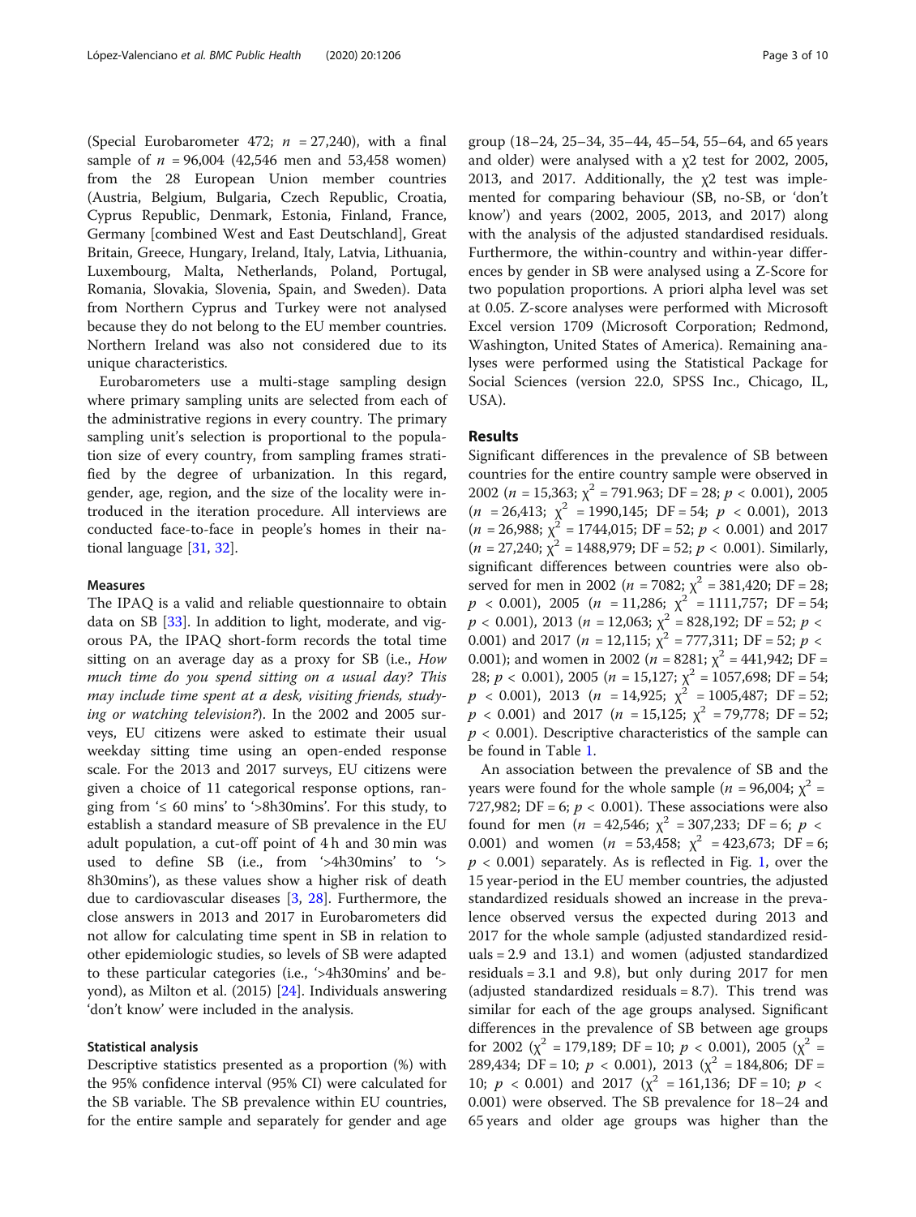(Special Eurobarometer 472; $n$ = 27,240), with a final sample of $n$ = 96,004 (42,546 men and 53,458 women) from the 28 European Union member countries (Austria, Belgium, Bulgaria, Czech Republic, Croatia, Cyprus Republic, Denmark, Estonia, Finland, France, Germany [combined West and East Deutschland], Great Britain, Greece, Hungary, Ireland, Italy, Latvia, Lithuania, Luxembourg, Malta, Netherlands, Poland, Portugal, Romania, Slovakia, Slovenia, Spain, and Sweden). Data from Northern Cyprus and Turkey were not analysed because they do not belong to the EU member countries. Northern Ireland was also not considered due to its unique characteristics.

Eurobarometers use a multi-stage sampling design where primary sampling units are selected from each of the administrative regions in every country. The primary sampling unit's selection is proportional to the population size of every country, from sampling frames stratified by the degree of urbanization. In this regard, gender, age, region, and the size of the locality were introduced in the iteration procedure. All interviews are conducted face-to-face in people's homes in their national language [31, 32].

### Measures

The IPAQ is a valid and reliable questionnaire to obtain data on SB [33]. In addition to light, moderate, and vigorous PA, the IPAQ short-form records the total time sitting on an average day as a proxy for SB (i.e., *How much time do you spend sitting on a usual day? This may include time spent at a desk, visiting friends, studying or watching television?*). In the 2002 and 2005 surveys, EU citizens were asked to estimate their usual weekday sitting time using an open-ended response scale. For the 2013 and 2017 surveys, EU citizens were given a choice of 11 categorical response options, ranging from '≤ 60 mins' to '>8h30mins'. For this study, to establish a standard measure of SB prevalence in the EU adult population, a cut-off point of 4 h and 30 min was used to define SB (i.e., from '>4h30mins' to '> 8h30mins'), as these values show a higher risk of death due to cardiovascular diseases [3, 28]. Furthermore, the close answers in 2013 and 2017 in Eurobarometers did not allow for calculating time spent in SB in relation to other epidemiologic studies, so levels of SB were adapted to these particular categories (i.e., '>4h30mins' and beyond), as Milton et al. (2015) [24]. Individuals answering 'don't know' were included in the analysis.

### Statistical analysis

Descriptive statistics presented as a proportion (%) with the 95% confidence interval (95% CI) were calculated for the SB variable. The SB prevalence within EU countries, for the entire sample and separately for gender and age group (18–24, 25–34, 35–44, 45–54, 55–64, and 65 years and older) were analysed with a $\chi 2$ test for 2002, 2005, 2013, and 2017. Additionally, the $\chi 2$ test was implemented for comparing behaviour (SB, no-SB, or 'don't know') and years (2002, 2005, 2013, and 2017) along with the analysis of the adjusted standardised residuals. Furthermore, the within-country and within-year differences by gender in SB were analysed using a Z-Score for two population proportions. A priori alpha level was set at 0.05. Z-score analyses were performed with Microsoft Excel version 1709 (Microsoft Corporation; Redmond, Washington, United States of America). Remaining analyses were performed using the Statistical Package for Social Sciences (version 22.0, SPSS Inc., Chicago, IL, USA).

## Results

Significant differences in the prevalence of SB between countries for the entire country sample were observed in 2002 ($n$ = 15,363; $\chi^2$ = 791.963; DF = 28; $p$ < 0.001), 2005 ($n$ = 26,413; $\chi^2$ = 1990,145; DF = 54; $p$ < 0.001), 2013 ($n$ = 26,988; $\chi^2$ = 1744,015; DF = 52; $p$ < 0.001) and 2017 ($n$ = 27,240; $\chi^2$ = 1488,979; DF = 52; $p$ < 0.001). Similarly, significant differences between countries were also observed for men in 2002 ($n$ = 7082; $\chi^2$ = 381,420; DF = 28; $p$ < 0.001), 2005 ($n$ = 11,286; $\chi^2$ = 1111,757; DF = 54; $p$ < 0.001), 2013 ($n$ = 12,063; $\chi^2$ = 828,192; DF = 52; $p$ < 0.001) and 2017 ($n$ = 12,115; $\chi^2$ = 777,311; DF = 52; $p$ < 0.001); and women in 2002 ($n$ = 8281; $\chi^2$ = 441,942; DF = 28; $p$ < 0.001), 2005 ($n$ = 15,127; $\chi^2$ = 1057,698; DF = 54; $p$ < 0.001), 2013 ($n$ = 14,925; $\chi^2$ = 1005,487; DF = 52; $p$ < 0.001) and 2017 ($n$ = 15,125; $\chi^2$ = 79,778; DF = 52; $p$ < 0.001). Descriptive characteristics of the sample can be found in Table 1.

An association between the prevalence of SB and the years were found for the whole sample ($n$ = 96,004; $\chi^2$ = 727,982; DF = 6; $p$ < 0.001). These associations were also found for men ($n$ = 42,546; $\chi^2$ = 307,233; DF = 6; $p$ < 0.001) and women ($n$ = 53,458; $\chi^2$ = 423,673; DF = 6; $p$ < 0.001) separately. As is reflected in Fig. 1, over the 15 year-period in the EU member countries, the adjusted standardized residuals showed an increase in the prevalence observed versus the expected during 2013 and 2017 for the whole sample (adjusted standardized residuals = 2.9 and 13.1) and women (adjusted standardized residuals = 3.1 and 9.8), but only during 2017 for men (adjusted standardized residuals = 8.7). This trend was similar for each of the age groups analysed. Significant differences in the prevalence of SB between age groups for 2002 ($\chi^2$ = 179,189; DF = 10; $p$ < 0.001), 2005 ($\chi^2$ = 289,434; DF = 10; $p$ < 0.001), 2013 ($\chi^2$ = 184,806; DF = 10; $p$ < 0.001) and 2017 ($\chi^2$ = 161,136; DF = 10; $p$ < 0.001) were observed. The SB prevalence for 18–24 and 65 years and older age groups was higher than the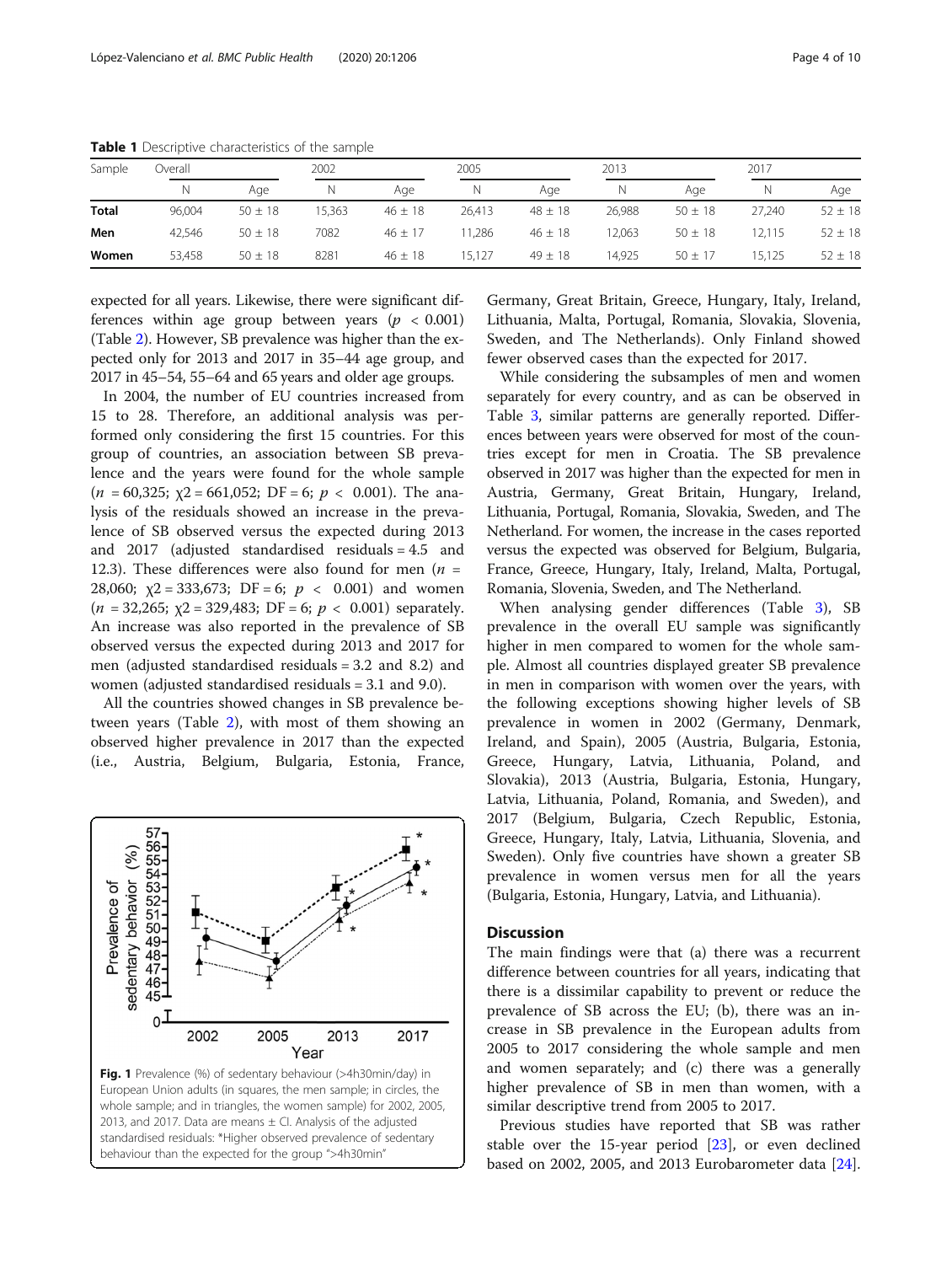**Table 1** Descriptive characteristics of the sample

| Sample | Overall | | 2002 | | 2005 | | 2013 | | 2017 | |
|---|---|---|---|---|---|---|---|---|---|---|
| | N | Age | N | Age | N | Age | N | Age | N | Age |
| **Total** | 96,004 | 50 ± 18 | 15,363 | 46 ± 18 | 26,413 | 48 ± 18 | 26,988 | 50 ± 18 | 27,240 | 52 ± 18 |
| **Men** | 42,546 | 50 ± 18 | 7082 | 46 ± 17 | 11,286 | 46 ± 18 | 12,063 | 50 ± 18 | 12,115 | 52 ± 18 |
| **Women** | 53,458 | 50 ± 18 | 8281 | 46 ± 18 | 15,127 | 49 ± 18 | 14,925 | 50 ± 17 | 15,125 | 52 ± 18 |

expected for all years. Likewise, there were significant differences within age group between years ($p < 0.001$) (Table 2). However, SB prevalence was higher than the expected only for 2013 and 2017 in 35–44 age group, and 2017 in 45–54, 55–64 and 65 years and older age groups.

In 2004, the number of EU countries increased from 15 to 28. Therefore, an additional analysis was performed only considering the first 15 countries. For this group of countries, an association between SB prevalence and the years were found for the whole sample ($n = 60{,}325$; $\chi2 = 661{,}052$; DF = 6; $p < 0.001$). The analysis of the residuals showed an increase in the prevalence of SB observed versus the expected during 2013 and 2017 (adjusted standardised residuals = 4.5 and 12.3). These differences were also found for men ($n = 28{,}060$; $\chi2 = 333{,}673$; DF = 6; $p < 0.001$) and women ($n = 32{,}265$; $\chi2 = 329{,}483$; DF = 6; $p < 0.001$) separately. An increase was also reported in the prevalence of SB observed versus the expected during 2013 and 2017 for men (adjusted standardised residuals = 3.2 and 8.2) and women (adjusted standardised residuals = 3.1 and 9.0).

All the countries showed changes in SB prevalence between years (Table 2), with most of them showing an observed higher prevalence in 2017 than the expected (i.e., Austria, Belgium, Bulgaria, Estonia, France, Germany, Great Britain, Greece, Hungary, Italy, Ireland, Lithuania, Malta, Portugal, Romania, Slovakia, Slovenia, Sweden, and The Netherlands). Only Finland showed fewer observed cases than the expected for 2017.

**Fig. 1** Prevalence (%) of sedentary behaviour (>4h30min/day) in European Union adults (in squares, the men sample; in circles, the whole sample; and in triangles, the women sample) for 2002, 2005, 2013, and 2017. Data are means ± CI. Analysis of the adjusted standardised residuals: *Higher observed prevalence of sedentary behaviour than the expected for the group ">4h30min"

While considering the subsamples of men and women separately for every country, and as can be observed in Table 3, similar patterns are generally reported. Differences between years were observed for most of the countries except for men in Croatia. The SB prevalence observed in 2017 was higher than the expected for men in Austria, Germany, Great Britain, Hungary, Ireland, Lithuania, Portugal, Romania, Slovakia, Sweden, and The Netherland. For women, the increase in the cases reported versus the expected was observed for Belgium, Bulgaria, France, Greece, Hungary, Italy, Ireland, Malta, Portugal, Romania, Slovenia, Sweden, and The Netherland.

When analysing gender differences (Table 3), SB prevalence in the overall EU sample was significantly higher in men compared to women for the whole sample. Almost all countries displayed greater SB prevalence in men in comparison with women over the years, with the following exceptions showing higher levels of SB prevalence in women in 2002 (Germany, Denmark, Ireland, and Spain), 2005 (Austria, Bulgaria, Estonia, Greece, Hungary, Latvia, Lithuania, Poland, and Slovakia), 2013 (Austria, Bulgaria, Estonia, Hungary, Latvia, Lithuania, Poland, Romania, and Sweden), and 2017 (Belgium, Bulgaria, Czech Republic, Estonia, Greece, Hungary, Italy, Latvia, Lithuania, Slovenia, and Sweden). Only five countries have shown a greater SB prevalence in women versus men for all the years (Bulgaria, Estonia, Hungary, Latvia, and Lithuania).

## Discussion

The main findings were that (a) there was a recurrent difference between countries for all years, indicating that there is a dissimilar capability to prevent or reduce the prevalence of SB across the EU; (b), there was an increase in SB prevalence in the European adults from 2005 to 2017 considering the whole sample and men and women separately; and (c) there was a generally higher prevalence of SB in men than women, with a similar descriptive trend from 2005 to 2017.

Previous studies have reported that SB was rather stable over the 15-year period [23], or even declined based on 2002, 2005, and 2013 Eurobarometer data [24].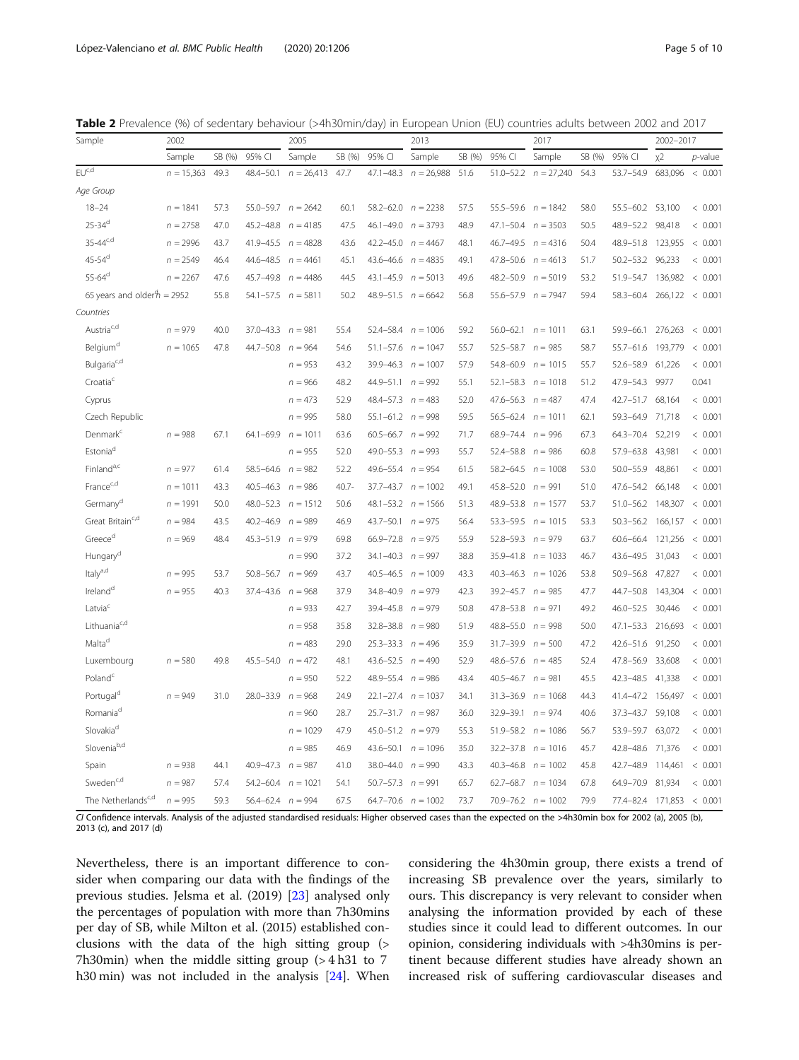**Table 2** Prevalence (%) of sedentary behaviour (>4h30min/day) in European Union (EU) countries adults between 2002 and 2017

| Sample | 2002 | | | 2005 | | | 2013 | | | 2017 | | | 2002–2017 | |
|---|---|---|---|---|---|---|---|---|---|---|---|---|---|---|
| | Sample | SB (%) | 95% CI | Sample | SB (%) | 95% CI | Sample | SB (%) | 95% CI | Sample | SB (%) | 95% CI | χ2 | *p*-value |
| EU[c,d] | n = 15,363 | 49.3 | 48.4–50.1 | n = 26,413 | 47.7 | 47.1–48.3 | n = 26,988 | 51.6 | 51.0–52.2 | n = 27,240 | 54.3 | 53.7–54.9 | 683,096 | < 0.001 |
| *Age Group* | | | | | | | | | | | | | | |
| 18–24 | n = 1841 | 57.3 | 55.0–59.7 | n = 2642 | 60.1 | 58.2–62.0 | n = 2238 | 57.5 | 55.5–59.6 | n = 1842 | 58.0 | 55.5–60.2 | 53,100 | < 0.001 |
| 25-34[d] | n = 2758 | 47.0 | 45.2–48.8 | n = 4185 | 47.5 | 46.1–49.0 | n = 3793 | 48.9 | 47.1–50.4 | n = 3503 | 50.5 | 48.9–52.2 | 98,418 | < 0.001 |
| 35-44[c,d] | n = 2996 | 43.7 | 41.9–45.5 | n = 4828 | 43.6 | 42.2–45.0 | n = 4467 | 48.1 | 46.7–49.5 | n = 4316 | 50.4 | 48.9–51.8 | 123,955 | < 0.001 |
| 45-54[d] | n = 2549 | 46.4 | 44.6–48.5 | n = 4461 | 45.1 | 43.6–46.6 | n = 4835 | 49.1 | 47.8–50.6 | n = 4613 | 51.7 | 50.2–53.2 | 96,233 | < 0.001 |
| 55-64[d] | n = 2267 | 47.6 | 45.7–49.8 | n = 4486 | 44.5 | 43.1–45.9 | n = 5013 | 49.6 | 48.2–50.9 | n = 5019 | 53.2 | 51.9–54.7 | 136,982 | < 0.001 |
| 65 years and older[d] | n = 2952 | 55.8 | 54.1–57.5 | n = 5811 | 50.2 | 48.9–51.5 | n = 6642 | 56.8 | 55.6–57.9 | n = 7947 | 59.4 | 58.3–60.4 | 266,122 | < 0.001 |
| *Countries* | | | | | | | | | | | | | | |
| Austria[c,d] | n = 979 | 40.0 | 37.0–43.3 | n = 981 | 55.4 | 52.4–58.4 | n = 1006 | 59.2 | 56.0–62.1 | n = 1011 | 63.1 | 59.9–66.1 | 276,263 | < 0.001 |
| Belgium[d] | n = 1065 | 47.8 | 44.7–50.8 | n = 964 | 54.6 | 51.1–57.6 | n = 1047 | 55.7 | 52.5–58.7 | n = 985 | 58.7 | 55.7–61.6 | 193,779 | < 0.001 |
| Bulgaria[c,d] | | | | n = 953 | 43.2 | 39.9–46.3 | n = 1007 | 57.9 | 54.8–60.9 | n = 1015 | 55.7 | 52.6–58.9 | 61,226 | < 0.001 |
| Croatia[c] | | | | n = 966 | 48.2 | 44.9–51.1 | n = 992 | 55.1 | 52.1–58.3 | n = 1018 | 51.2 | 47.9–54.3 | 9977 | 0.041 |
| Cyprus | | | | n = 473 | 52.9 | 48.4–57.3 | n = 483 | 52.0 | 47.6–56.3 | n = 487 | 47.4 | 42.7–51.7 | 68,164 | < 0.001 |
| Czech Republic | | | | n = 995 | 58.0 | 55.1–61.2 | n = 998 | 59.5 | 56.5–62.4 | n = 1011 | 62.1 | 59.3–64.9 | 71,718 | < 0.001 |
| Denmark[c] | n = 988 | 67.1 | 64.1–69.9 | n = 1011 | 63.6 | 60.5–66.7 | n = 992 | 71.7 | 68.9–74.4 | n = 996 | 67.3 | 64.3–70.4 | 52,219 | < 0.001 |
| Estonia[d] | | | | n = 955 | 52.0 | 49.0–55.3 | n = 993 | 55.7 | 52.4–58.8 | n = 986 | 60.8 | 57.9–63.8 | 43,981 | < 0.001 |
| Finland[a,c] | n = 977 | 61.4 | 58.5–64.6 | n = 982 | 52.2 | 49.6–55.4 | n = 954 | 61.5 | 58.2–64.5 | n = 1008 | 53.0 | 50.0–55.9 | 48,861 | < 0.001 |
| France[c,d] | n = 1011 | 43.3 | 40.5–46.3 | n = 986 | 40.7- | 37.7–43.7 | n = 1002 | 49.1 | 45.8–52.0 | n = 991 | 51.0 | 47.6–54.2 | 66,148 | < 0.001 |
| Germany[d] | n = 1991 | 50.0 | 48.0–52.3 | n = 1512 | 50.6 | 48.1–53.2 | n = 1566 | 51.3 | 48.9–53.8 | n = 1577 | 53.7 | 51.0–56.2 | 148,307 | < 0.001 |
| Great Britain[c,d] | n = 984 | 43.5 | 40.2–46.9 | n = 989 | 46.9 | 43.7–50.1 | n = 975 | 56.4 | 53.3–59.5 | n = 1015 | 53.3 | 50.3–56.2 | 166,157 | < 0.001 |
| Greece[d] | n = 969 | 48.4 | 45.3–51.9 | n = 979 | 69.8 | 66.9–72.8 | n = 975 | 55.9 | 52.8–59.3 | n = 979 | 63.7 | 60.6–66.4 | 121,256 | < 0.001 |
| Hungary[d] | | | | n = 990 | 37.2 | 34.1–40.3 | n = 997 | 38.8 | 35.9–41.8 | n = 1033 | 46.7 | 43.6–49.5 | 31,043 | < 0.001 |
| Italy[a,d] | n = 995 | 53.7 | 50.8–56.7 | n = 969 | 43.7 | 40.5–46.5 | n = 1009 | 43.3 | 40.3–46.3 | n = 1026 | 53.8 | 50.9–56.8 | 47,827 | < 0.001 |
| Ireland[d] | n = 955 | 40.3 | 37.4–43.6 | n = 968 | 37.9 | 34.8–40.9 | n = 979 | 42.3 | 39.2–45.7 | n = 985 | 47.7 | 44.7–50.8 | 143,304 | < 0.001 |
| Latvia[c] | | | | n = 933 | 42.7 | 39.4–45.8 | n = 979 | 50.8 | 47.8–53.8 | n = 971 | 49.2 | 46.0–52.5 | 30,446 | < 0.001 |
| Lithuania[c,d] | | | | n = 958 | 35.8 | 32.8–38.8 | n = 980 | 51.9 | 48.8–55.0 | n = 998 | 50.0 | 47.1–53.3 | 216,693 | < 0.001 |
| Malta[d] | | | | n = 483 | 29.0 | 25.3–33.3 | n = 496 | 35.9 | 31.7–39.9 | n = 500 | 47.2 | 42.6–51.6 | 91,250 | < 0.001 |
| Luxembourg | n = 580 | 49.8 | 45.5–54.0 | n = 472 | 48.1 | 43.6–52.5 | n = 490 | 52.9 | 48.6–57.6 | n = 485 | 52.4 | 47.8–56.9 | 33,608 | < 0.001 |
| Poland[c] | | | | n = 950 | 52.2 | 48.9–55.4 | n = 986 | 43.4 | 40.5–46.7 | n = 981 | 45.5 | 42.3–48.5 | 41,338 | < 0.001 |
| Portugal[d] | n = 949 | 31.0 | 28.0–33.9 | n = 968 | 24.9 | 22.1–27.4 | n = 1037 | 34.1 | 31.3–36.9 | n = 1068 | 44.3 | 41.4–47.2 | 156,497 | < 0.001 |
| Romania[d] | | | | n = 960 | 28.7 | 25.7–31.7 | n = 987 | 36.0 | 32.9–39.1 | n = 974 | 40.6 | 37.3–43.7 | 59,108 | < 0.001 |
| Slovakia[d] | | | | n = 1029 | 47.9 | 45.0–51.2 | n = 979 | 55.3 | 51.9–58.2 | n = 1086 | 56.7 | 53.9–59.7 | 63,072 | < 0.001 |
| Slovenia[b,d] | | | | n = 985 | 46.9 | 43.6–50.1 | n = 1096 | 35.0 | 32.2–37.8 | n = 1016 | 45.7 | 42.8–48.6 | 71,376 | < 0.001 |
| Spain | n = 938 | 44.1 | 40.9–47.3 | n = 987 | 41.0 | 38.0–44.0 | n = 990 | 43.3 | 40.3–46.8 | n = 1002 | 45.8 | 42.7–48.9 | 114,461 | < 0.001 |
| Sweden[c,d] | n = 987 | 57.4 | 54.2–60.4 | n = 1021 | 54.1 | 50.7–57.3 | n = 991 | 65.7 | 62.7–68.7 | n = 1034 | 67.8 | 64.9–70.9 | 81,934 | < 0.001 |
| The Netherlands[c,d] | n = 995 | 59.3 | 56.4–62.4 | n = 994 | 67.5 | 64.7–70.6 | n = 1002 | 73.7 | 70.9–76.2 | n = 1002 | 79.9 | 77.4–82.4 | 171,853 | < 0.001 |

*CI* Confidence intervals. Analysis of the adjusted standardised residuals: Higher observed cases than the expected on the >4h30min box for 2002 (a), 2005 (b), 2013 (c), and 2017 (d)

Nevertheless, there is an important difference to consider when comparing our data with the findings of the previous studies. Jelsma et al. (2019) [23] analysed only the percentages of population with more than 7h30mins per day of SB, while Milton et al. (2015) established conclusions with the data of the high sitting group (> 7h30min) when the middle sitting group (> 4 h31 to 7 h30 min) was not included in the analysis [24]. When considering the 4h30min group, there exists a trend of increasing SB prevalence over the years, similarly to ours. This discrepancy is very relevant to consider when analysing the information provided by each of these studies since it could lead to different outcomes. In our opinion, considering individuals with >4h30mins is pertinent because different studies have already shown an increased risk of suffering cardiovascular diseases and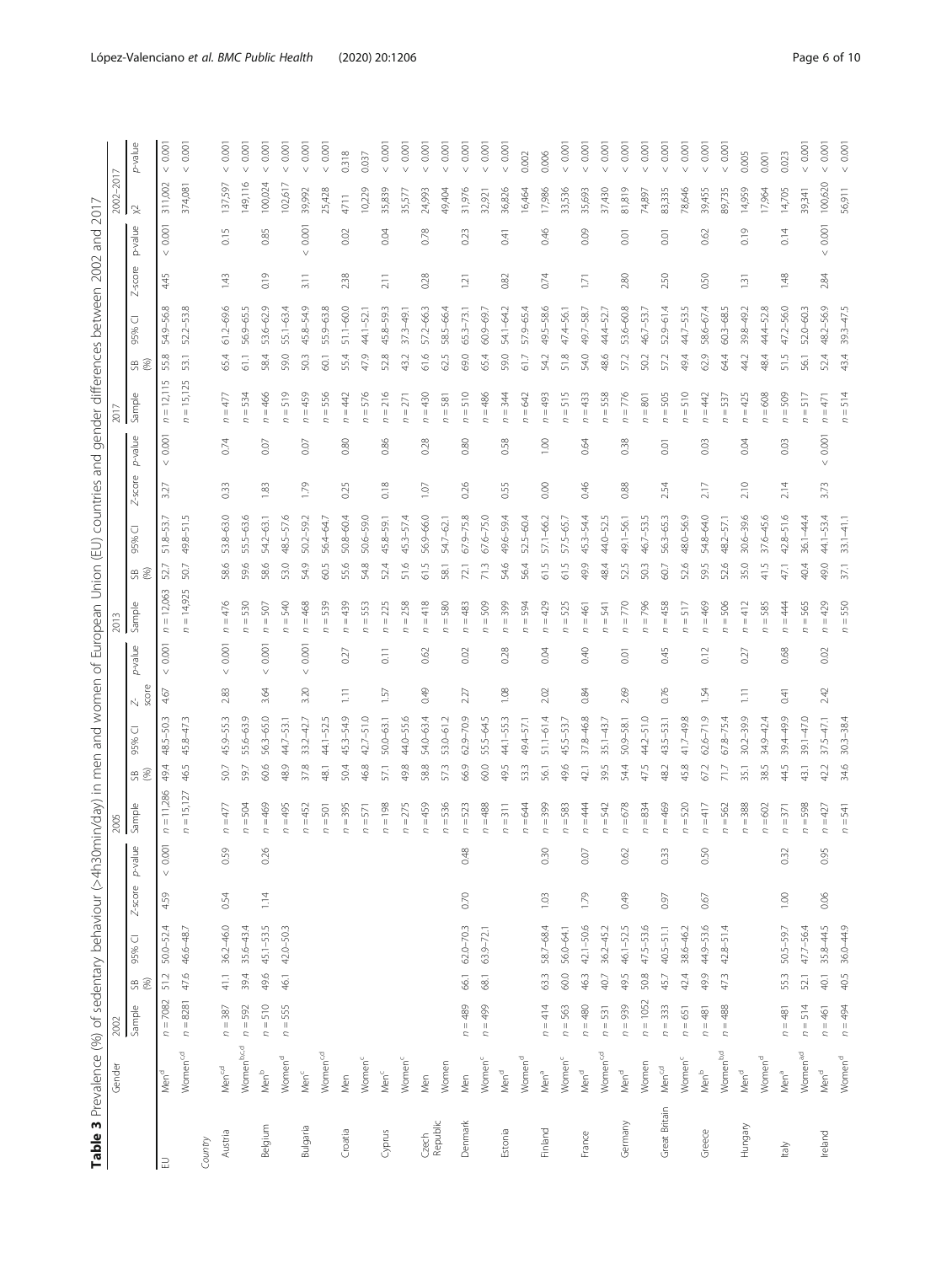**Table 3** Prevalence (%) of sedentary behaviour (>4h30min/day) in men and women of European Union (EU) countries and gender differences between 2002 and 2017

| | Gender | 2002 | | | | | 2005 | | | | | 2013 | | | | | 2017 | | | | | 2002–2017 | |
|---|---|---|---|---|---|---|---|---|---|---|---|---|---|---|---|---|---|---|---|---|---|---|---|
| | | Sample | SB (%) | 95% CI | Z-score | *p*-value | Sample | SB (%) | 95% CI | Z-score | *p*-value | Sample | SB (%) | 95% CI | Z-score | *p*-value | Sample | SB (%) | 95% CI | Z-score | *p*-value | χ2 | *p*-value |
| EU | Men[d] | *n* = 7082 | 51.2 | 50.0–52.4 | 4.59 | < 0.001 | *n* = 11,286 | 49.4 | 48.5–50.3 | 4.67 | < 0.001 | *n* = 12,063 | 52.7 | 51.8–53.7 | 3.27 | < 0.001 | *n* = 12,115 | 55.8 | 54.9–56.8 | 4.45 | < 0.001 | 311,002 | < 0.001 |
| | Women[cd] | *n* = 8281 | 47.6 | 46.6–48.7 | | | *n* = 15,127 | 46.5 | 45.8–47.3 | | | *n* = 14,925 | 50.7 | 49.8–51.5 | | | *n* = 15,125 | 53.1 | 52.2–53.8 | | | 374,081 | < 0.001 |
| *Country* | | | | | | | | | | | | | | | | | | | | | | | |
| Austria | Men[cd] | *n* = 387 | 41.1 | 36.2–46.0 | 0.54 | 0.59 | *n* = 477 | 50.7 | 45.9–55.3 | 2.83 | < 0.001 | *n* = 476 | 58.6 | 53.8–63.0 | 0.33 | 0.74 | *n* = 477 | 65.4 | 61.2–69.6 | 1.43 | 0.15 | 137,597 | < 0.001 |
| | Women[b,c,d] | *n* = 592 | 39.4 | 35.6–43.4 | | | *n* = 504 | 59.7 | 55.6–63.9 | | | *n* = 530 | 59.6 | 55.5–63.6 | | | *n* = 534 | 61.1 | 56.9–65.5 | | | 149,116 | < 0.001 |
| Belgium | Men[b] | *n* = 510 | 49.6 | 45.1–53.5 | 1.14 | 0.26 | *n* = 469 | 60.6 | 56.3–65.0 | 3.64 | < 0.001 | *n* = 507 | 58.6 | 54.2–63.1 | 1.83 | 0.07 | *n* = 466 | 58.4 | 53.6–62.9 | 0.19 | 0.85 | 100,024 | < 0.001 |
| | Women[d] | *n* = 555 | 46.1 | 42.0–50.3 | | | *n* = 495 | 48.9 | 44.7–53.1 | | | *n* = 540 | 53.0 | 48.5–57.6 | | | *n* = 519 | 59.0 | 55.1–63.4 | | | 102,617 | < 0.001 |
| Bulgaria | Men[c] | | | | | | *n* = 452 | 37.8 | 33.2–42.7 | 3.20 | < 0.001 | *n* = 468 | 54.9 | 50.2–59.2 | 1.79 | 0.07 | *n* = 459 | 50.3 | 45.8–54.9 | 3.11 | < 0.001 | 39,992 | < 0.001 |
| | Women[cd] | | | | | | *n* = 501 | 48.1 | 44.1–52.5 | | | *n* = 539 | 60.5 | 56.4–64.7 | | | *n* = 556 | 60.1 | 55.9–63.8 | | | 25,428 | < 0.001 |
| Croatia | Men | | | | | | *n* = 395 | 50.4 | 45.3–54.9 | 1.11 | 0.27 | *n* = 439 | 55.6 | 50.8–60.4 | 0.25 | 0.80 | *n* = 442 | 55.4 | 51.1–60.0 | 2.38 | 0.02 | 4711 | 0.318 |
| | Women[c] | | | | | | *n* = 571 | 46.8 | 42.7–51.0 | | | *n* = 553 | 54.8 | 50.6–59.0 | | | *n* = 576 | 47.9 | 44.1–52.1 | | | 10,229 | 0.037 |
| Cyprus | Men[c] | | | | | | *n* = 198 | 57.1 | 50.0–63.1 | 1.57 | 0.11 | *n* = 225 | 52.4 | 45.8–59.1 | 0.18 | 0.86 | *n* = 216 | 52.8 | 45.8–59.3 | 2.11 | 0.04 | 35,839 | < 0.001 |
| | Women[c] | | | | | | *n* = 275 | 49.8 | 44.0–55.6 | | | *n* = 258 | 51.6 | 45.3–57.4 | | | *n* = 271 | 43.2 | 37.3–49.1 | | | 35,577 | < 0.001 |
| Czech Republic | Men | | | | | | *n* = 459 | 58.8 | 54.0–63.4 | 0.49 | 0.62 | *n* = 418 | 61.5 | 56.9–66.0 | 1.07 | 0.28 | *n* = 430 | 61.6 | 57.2–66.3 | 0.28 | 0.78 | 24,993 | < 0.001 |
| | Women | | | | | | *n* = 536 | 57.3 | 53.0–61.2 | | | *n* = 580 | 58.1 | 54.7–62.1 | | | *n* = 581 | 62.5 | 58.5–66.4 | | | 49,404 | < 0.001 |
| Denmark | Men | *n* = 489 | 66.1 | 62.0–70.3 | 0.70 | 0.48 | *n* = 523 | 66.9 | 62.9–70.9 | 2.27 | 0.02 | *n* = 483 | 72.1 | 67.9–75.8 | 0.26 | 0.80 | *n* = 510 | 69.0 | 65.3–73.1 | 1.21 | 0.23 | 31,976 | < 0.001 |
| | Women[c] | *n* = 499 | 68.1 | 63.9–72.1 | | | *n* = 488 | 60.0 | 55.5–64.5 | | | *n* = 509 | 71.3 | 67.6–75.0 | | | *n* = 486 | 65.4 | 60.9–69.7 | | | 32,921 | < 0.001 |
| Estonia | Men[d] | | | | | | *n* = 311 | 49.5 | 44.1–55.3 | 1.08 | 0.28 | *n* = 399 | 54.6 | 49.6–59.4 | 0.55 | 0.58 | *n* = 344 | 59.0 | 54.1–64.2 | 0.82 | 0.41 | 36,826 | < 0.001 |
| | Women[d] | | | | | | *n* = 644 | 53.3 | 49.4–57.1 | | | *n* = 594 | 56.4 | 52.5–60.4 | | | *n* = 642 | 61.7 | 57.9–65.4 | | | 16,464 | 0.002 |
| Finland | Men[a] | *n* = 414 | 63.3 | 58.7–68.4 | 1.03 | 0.30 | *n* = 399 | 56.1 | 51.1–61.4 | 2.02 | 0.04 | *n* = 429 | 61.5 | 57.1–66.2 | 0.00 | 1.00 | *n* = 493 | 54.2 | 49.5–58.6 | 0.74 | 0.46 | 17,986 | 0.006 |
| | Women[c] | *n* = 563 | 60.0 | 56.0–64.1 | | | *n* = 583 | 49.6 | 45.5–53.7 | | | *n* = 525 | 61.5 | 57.5–65.7 | | | *n* = 515 | 51.8 | 47.4–56.1 | | | 33,536 | < 0.001 |
| France | Men[d] | *n* = 480 | 46.3 | 42.1–50.6 | 1.79 | 0.07 | *n* = 444 | 42.1 | 37.8–46.8 | 0.84 | 0.40 | *n* = 461 | 49.9 | 45.3–54.4 | 0.46 | 0.64 | *n* = 433 | 54.0 | 49.7–58.7 | 1.71 | 0.09 | 35,693 | < 0.001 |
| | Women[cd] | *n* = 531 | 40.7 | 36.2–45.2 | | | *n* = 542 | 39.5 | 35.1–43.7 | | | *n* = 541 | 48.4 | 44.0–52.5 | | | *n* = 558 | 48.6 | 44.4–52.7 | | | 37,430 | < 0.001 |
| Germany | Men[d] | *n* = 939 | 49.5 | 46.1–52.5 | 0.49 | 0.62 | *n* = 678 | 54.4 | 50.9–58.1 | 2.69 | 0.01 | *n* = 770 | 52.5 | 49.1–56.1 | 0.88 | 0.38 | *n* = 776 | 57.2 | 53.6–60.8 | 2.80 | 0.01 | 81,819 | < 0.001 |
| | Women | *n* = 1052 | 50.8 | 47.5–53.6 | | | *n* = 834 | 47.5 | 44.2–51.0 | | | *n* = 796 | 50.3 | 46.7–53.5 | | | *n* = 801 | 50.2 | 46.7–53.7 | | | 74,897 | < 0.001 |
| Great Britain | Men[cd] | *n* = 333 | 45.7 | 40.5–51.1 | 0.97 | 0.33 | *n* = 469 | 48.2 | 43.5–53.1 | 0.76 | 0.45 | *n* = 458 | 60.7 | 56.3–65.3 | 2.54 | 0.01 | *n* = 505 | 57.2 | 52.9–61.4 | 2.50 | 0.01 | 83,335 | < 0.001 |
| | Women[c] | *n* = 651 | 42.4 | 38.6–46.2 | | | *n* = 520 | 45.8 | 41.7–49.8 | | | *n* = 517 | 52.6 | 48.0–56.9 | | | *n* = 510 | 49.4 | 44.7–53.5 | | | 78,646 | < 0.001 |
| Greece | Men[b] | *n* = 481 | 49.9 | 44.9–53.6 | 0.67 | 0.50 | *n* = 417 | 67.2 | 62.6–71.9 | 1.54 | 0.12 | *n* = 469 | 59.5 | 54.8–64.0 | 2.17 | 0.03 | *n* = 442 | 62.9 | 58.6–67.4 | 0.50 | 0.62 | 39,455 | < 0.001 |
| | Women[bd] | *n* = 488 | 47.3 | 42.8–51.4 | | | *n* = 562 | 71.7 | 67.8–75.4 | | | *n* = 506 | 52.6 | 48.2–57.1 | | | *n* = 537 | 64.4 | 60.3–68.5 | | | 89,735 | < 0.001 |
| Hungary | Men[d] | | | | | | *n* = 388 | 35.1 | 30.2–39.9 | 1.11 | 0.27 | *n* = 412 | 35.0 | 30.6–39.6 | 2.10 | 0.04 | *n* = 425 | 44.2 | 39.8–49.2 | 1.31 | 0.19 | 14,959 | 0.005 |
| | Women[d] | | | | | | *n* = 602 | 38.5 | 34.9–42.4 | | | *n* = 585 | 41.5 | 37.6–45.6 | | | *n* = 608 | 48.4 | 44.4–52.8 | | | 17,964 | 0.001 |
| Italy | Men[a] | *n* = 481 | 55.3 | 50.5–59.7 | 1.00 | 0.32 | *n* = 371 | 44.5 | 39.4–49.9 | 0.41 | 0.68 | *n* = 444 | 47.1 | 42.8–51.6 | 2.14 | 0.03 | *n* = 509 | 51.5 | 47.2–56.0 | 1.48 | 0.14 | 14,705 | 0.023 |
| | Women[ad] | *n* = 514 | 52.1 | 47.7–56.4 | | | *n* = 598 | 43.1 | 39.1–47.0 | | | *n* = 565 | 40.4 | 36.1–44.4 | | | *n* = 517 | 56.1 | 52.0–60.3 | | | 39,341 | < 0.001 |
| Ireland | Men[d] | *n* = 461 | 40.1 | 35.8–44.5 | 0.06 | 0.95 | *n* = 427 | 42.2 | 37.5–47.1 | 2.42 | 0.02 | *n* = 429 | 49.0 | 44.1–53.4 | 3.73 | < 0.001 | *n* = 471 | 52.4 | 48.2–56.9 | 2.84 | < 0.001 | 100,620 | < 0.001 |
| | Women[d] | *n* = 494 | 40.5 | 36.0–44.9 | | | *n* = 541 | 34.6 | 30.3–38.4 | | | *n* = 550 | 37.1 | 33.1–41.1 | | | *n* = 514 | 43.4 | 39.3–47.5 | | | 56,911 | < 0.001 |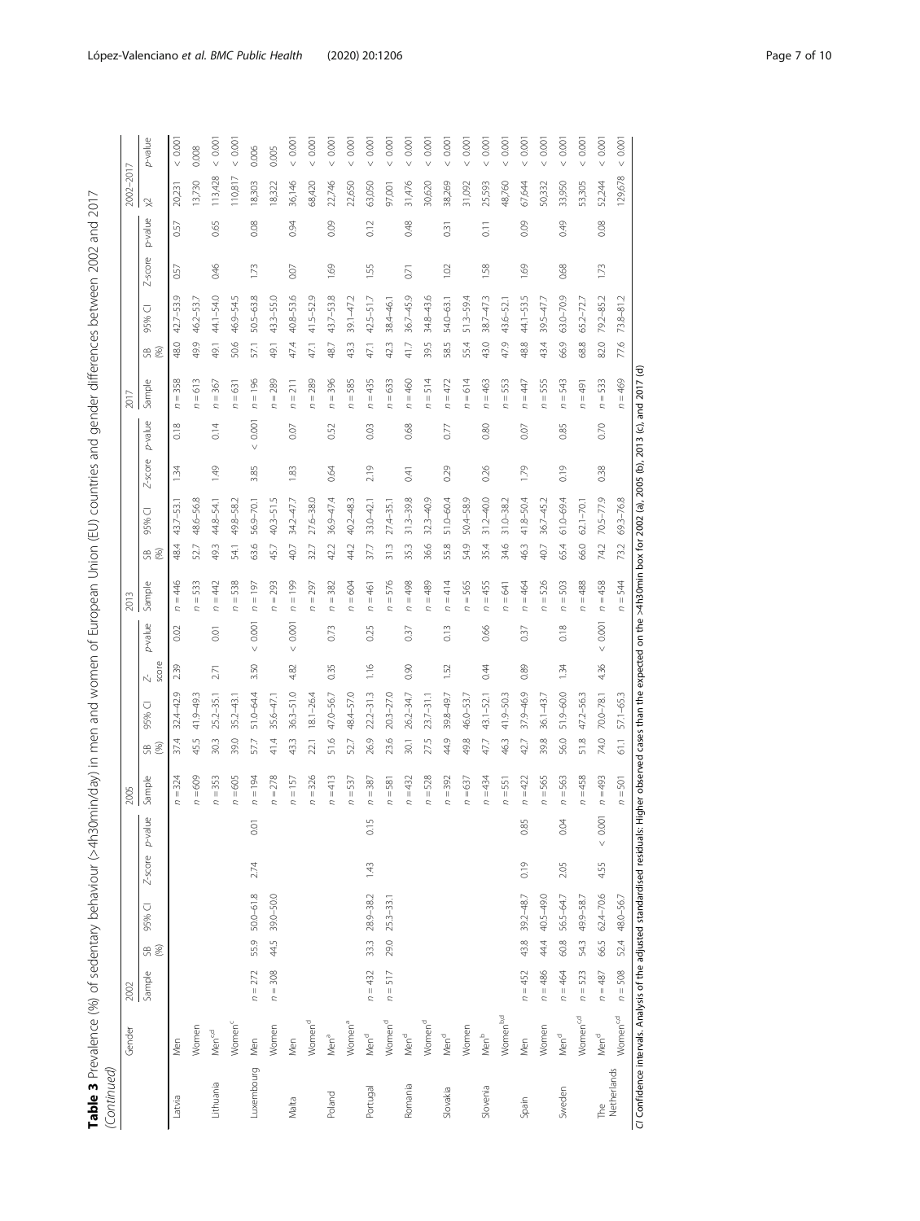**Table 3** Prevalence (%) of sedentary behaviour (>4h30min/day) in men and women of European Union (EU) countries and gender differences between 2002 and 2017 *(Continued)*

| | Gender | 2002 | | | | | 2005 | | | | | 2013 | | | | | 2017 | | | | | 2002–2017 | |
|---|---|---|---|---|---|---|---|---|---|---|---|---|---|---|---|---|---|---|---|---|---|---|---|
| | | Sample | SB (%) | 95% CI | Z-score | p-value | Sample | SB (%) | 95% CI | Z-score | p-value | Sample | SB (%) | 95% CI | Z-score | p-value | Sample | SB (%) | 95% CI | Z-score | p-value | χ2 | p-value |
| Latvia | Men | | | | | | n = 324 | 37.4 | 32.4–42.9 | 2.39 | 0.02 | n = 446 | 48.4 | 43.7–53.1 | 1.34 | 0.18 | n = 358 | 48.0 | 42.7–53.9 | 0.57 | 0.57 | 20.231 | < 0.001 |
| | Women | | | | | | n = 609 | 45.5 | 41.9–49.3 | | | n = 533 | 52.7 | 48.6–56.8 | | | n = 613 | 49.9 | 46.2–53.7 | | | 13.730 | 0.008 |
| Lithuania | Men[cd] | | | | | | n = 353 | 30.3 | 25.2–35.1 | 2.71 | 0.01 | n = 442 | 49.3 | 44.8–54.1 | 1.49 | 0.14 | n = 367 | 49.1 | 44.1–54.0 | 0.46 | 0.65 | 113.428 | < 0.001 |
| | Women[c] | | | | | | n = 605 | 39.0 | 35.2–43.1 | | | n = 538 | 54.1 | 49.8–58.2 | | | n = 631 | 50.6 | 46.9–54.5 | | | 110.817 | < 0.001 |
| Luxembourg | Men | n = 272 | 55.9 | 50.0–61.8 | 2.74 | 0.01 | n = 194 | 57.7 | 51.0–64.4 | 3.50 | < 0.001 | n = 197 | 63.6 | 56.9–70.1 | 3.85 | < 0.001 | n = 196 | 57.1 | 50.5–63.8 | 1.73 | 0.08 | 18.303 | 0.006 |
| | Women | n = 308 | 44.5 | 39.0–50.0 | | | n = 278 | 41.4 | 35.6–47.1 | | | n = 293 | 45.7 | 40.3–51.5 | | | n = 289 | 49.1 | 43.3–55.0 | | | 18.322 | 0.005 |
| Malta | Men | | | | | | n = 157 | 43.3 | 36.3–51.0 | 4.82 | < 0.001 | n = 199 | 40.7 | 34.2–47.7 | 1.83 | 0.07 | n = 211 | 47.4 | 40.8–53.6 | 0.07 | 0.94 | 36.146 | < 0.001 |
| | Women[d] | | | | | | n = 326 | 22.1 | 18.1–26.4 | | | n = 297 | 32.7 | 27.6–38.0 | | | n = 289 | 47.1 | 41.5–52.9 | | | 68.420 | < 0.001 |
| Poland | Men[a] | | | | | | n = 413 | 51.6 | 47.0–56.7 | 0.35 | 0.73 | n = 382 | 42.2 | 36.9–47.4 | 0.64 | 0.52 | n = 396 | 48.7 | 43.7–53.8 | 1.69 | 0.09 | 22.746 | < 0.001 |
| | Women[a] | | | | | | n = 537 | 52.7 | 48.4–57.0 | | | n = 604 | 44.2 | 40.2–48.3 | | | n = 585 | 43.3 | 39.1–47.2 | | | 22.650 | < 0.001 |
| Portugal | Men[d] | n = 432 | 33.3 | 28.9–38.2 | 1.43 | 0.15 | n = 387 | 26.9 | 22.2–31.3 | 1.16 | 0.25 | n = 461 | 37.7 | 33.0–42.1 | 2.19 | 0.03 | n = 435 | 47.1 | 42.5–51.7 | 1.55 | 0.12 | 63.050 | < 0.001 |
| | Women[d] | n = 517 | 29.0 | 25.3–33.1 | | | n = 581 | 23.6 | 20.3–27.0 | | | n = 576 | 31.3 | 27.4–35.1 | | | n = 633 | 42.3 | 38.4–46.1 | | | 97.001 | < 0.001 |
| Romania | Men[d] | | | | | | n = 432 | 30.1 | 26.2–34.7 | 0.90 | 0.37 | n = 498 | 35.3 | 31.3–39.8 | 0.41 | 0.68 | n = 460 | 41.7 | 36.7–45.9 | 0.71 | 0.48 | 31.476 | < 0.001 |
| | Women[d] | | | | | | n = 528 | 27.5 | 23.7–31.1 | | | n = 489 | 36.6 | 32.3–40.9 | | | n = 514 | 39.5 | 34.8–43.6 | | | 30.620 | < 0.001 |
| Slovakia | Men[d] | | | | | | n = 392 | 44.9 | 39.8–49.7 | 1.52 | 0.13 | n = 414 | 55.8 | 51.0–60.4 | 0.29 | 0.77 | n = 472 | 58.5 | 54.0–63.1 | 1.02 | 0.31 | 38.269 | < 0.001 |
| | Women | | | | | | n = 637 | 49.8 | 46.0–53.7 | | | n = 565 | 54.9 | 50.4–58.9 | | | n = 614 | 55.4 | 51.3–59.4 | | | 31.092 | < 0.001 |
| Slovenia | Men[b] | | | | | | n = 434 | 47.7 | 43.1–52.1 | 0.44 | 0.66 | n = 455 | 35.4 | 31.2–40.0 | 0.26 | 0.80 | n = 463 | 43.0 | 38.7–47.3 | 1.58 | 0.11 | 25.593 | < 0.001 |
| | Women[bd] | | | | | | n = 551 | 46.3 | 41.9–50.3 | | | n = 641 | 34.6 | 31.0–38.2 | | | n = 553 | 47.9 | 43.6–52.1 | | | 48.760 | < 0.001 |
| Spain | Men | n = 452 | 43.8 | 39.2–48.7 | 0.19 | 0.85 | n = 422 | 42.7 | 37.9–46.9 | 0.89 | 0.37 | n = 464 | 46.3 | 41.8–50.4 | 1.79 | 0.07 | n = 447 | 48.8 | 44.1–53.5 | 1.69 | 0.09 | 67.644 | < 0.001 |
| | Women | n = 486 | 44.4 | 40.5–49.0 | | | n = 565 | 39.8 | 36.1–43.7 | | | n = 526 | 40.7 | 36.7–45.2 | | | n = 555 | 43.4 | 39.5–47.7 | | | 50.332 | < 0.001 |
| Sweden | Men[d] | n = 464 | 60.8 | 56.5–64.7 | 2.05 | 0.04 | n = 563 | 56.0 | 51.9–60.0 | 1.34 | 0.18 | n = 503 | 65.4 | 61.0–69.4 | 0.19 | 0.85 | n = 543 | 66.9 | 63.0–70.9 | 0.68 | 0.49 | 33.950 | < 0.001 |
| | Women[cd] | n = 523 | 54.3 | 49.9–58.7 | | | n = 458 | 51.8 | 47.2–56.3 | | | n = 488 | 66.0 | 62.1–70.1 | | | n = 491 | 68.8 | 65.2–72.7 | | | 53.305 | < 0.001 |
| The Netherlands | Men[d] | n = 487 | 66.5 | 62.4–70.6 | 4.55 | < 0.001 | n = 493 | 74.0 | 70.0–78.1 | 4.36 | < 0.001 | n = 458 | 74.2 | 70.5–77.9 | 0.38 | 0.70 | n = 533 | 82.0 | 79.2–85.2 | 1.73 | 0.08 | 52.244 | < 0.001 |
| | Women[cd] | n = 508 | 52.4 | 48.0–56.7 | | | n = 501 | 61.1 | 57.1–65.3 | | | n = 544 | 73.2 | 69.3–76.8 | | | n = 469 | 77.6 | 73.8–81.2 | | | 129.678 | < 0.001 |

*CI* Confidence intervals. Analysis of the adjusted standardised residuals: Higher observed cases than the expected on the >4h30min box for 2002 (a), 2005 (b), 2013 (c), and 2017 (d)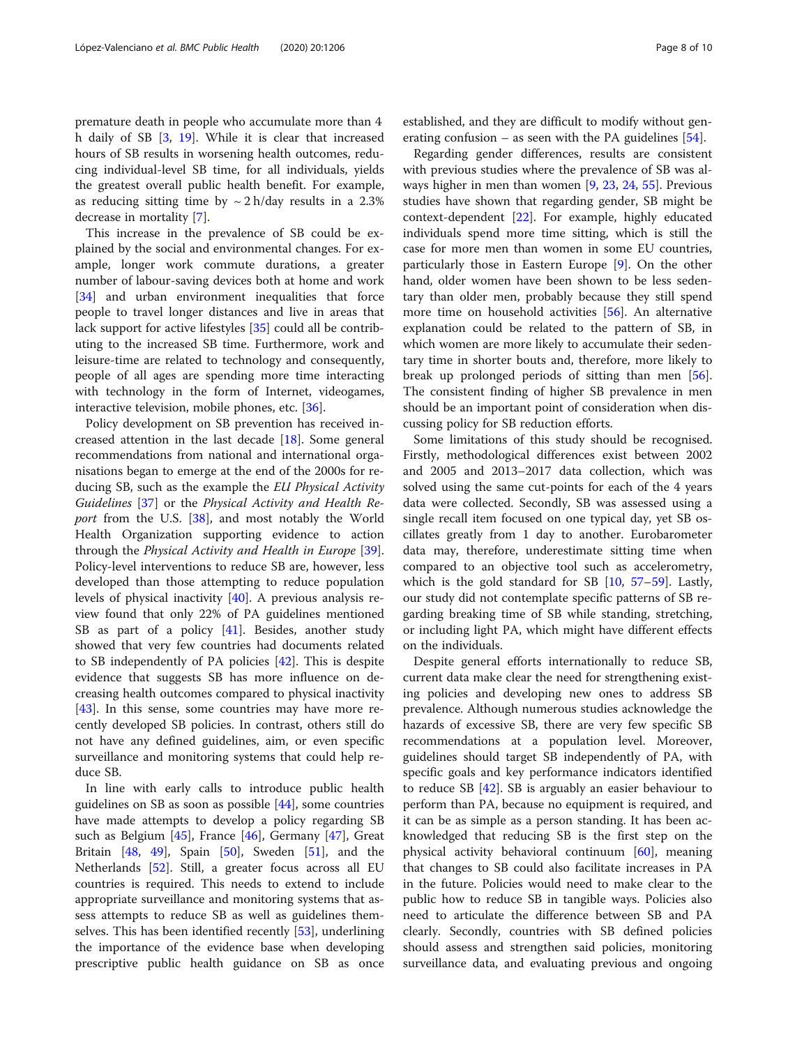premature death in people who accumulate more than 4 h daily of SB [3, 19]. While it is clear that increased hours of SB results in worsening health outcomes, reducing individual-level SB time, for all individuals, yields the greatest overall public health benefit. For example, as reducing sitting time by ~ 2 h/day results in a 2.3% decrease in mortality [7].

This increase in the prevalence of SB could be explained by the social and environmental changes. For example, longer work commute durations, a greater number of labour-saving devices both at home and work [34] and urban environment inequalities that force people to travel longer distances and live in areas that lack support for active lifestyles [35] could all be contributing to the increased SB time. Furthermore, work and leisure-time are related to technology and consequently, people of all ages are spending more time interacting with technology in the form of Internet, videogames, interactive television, mobile phones, etc. [36].

Policy development on SB prevention has received increased attention in the last decade [18]. Some general recommendations from national and international organisations began to emerge at the end of the 2000s for reducing SB, such as the example the *EU Physical Activity Guidelines* [37] or the *Physical Activity and Health Report* from the U.S. [38], and most notably the World Health Organization supporting evidence to action through the *Physical Activity and Health in Europe* [39]. Policy-level interventions to reduce SB are, however, less developed than those attempting to reduce population levels of physical inactivity [40]. A previous analysis review found that only 22% of PA guidelines mentioned SB as part of a policy [41]. Besides, another study showed that very few countries had documents related to SB independently of PA policies [42]. This is despite evidence that suggests SB has more influence on decreasing health outcomes compared to physical inactivity [43]. In this sense, some countries may have more recently developed SB policies. In contrast, others still do not have any defined guidelines, aim, or even specific surveillance and monitoring systems that could help reduce SB.

In line with early calls to introduce public health guidelines on SB as soon as possible [44], some countries have made attempts to develop a policy regarding SB such as Belgium [45], France [46], Germany [47], Great Britain [48, 49], Spain [50], Sweden [51], and the Netherlands [52]. Still, a greater focus across all EU countries is required. This needs to extend to include appropriate surveillance and monitoring systems that assess attempts to reduce SB as well as guidelines themselves. This has been identified recently [53], underlining the importance of the evidence base when developing prescriptive public health guidance on SB as once established, and they are difficult to modify without generating confusion – as seen with the PA guidelines [54].

Regarding gender differences, results are consistent with previous studies where the prevalence of SB was always higher in men than women [9, 23, 24, 55]. Previous studies have shown that regarding gender, SB might be context-dependent [22]. For example, highly educated individuals spend more time sitting, which is still the case for more men than women in some EU countries, particularly those in Eastern Europe [9]. On the other hand, older women have been shown to be less sedentary than older men, probably because they still spend more time on household activities [56]. An alternative explanation could be related to the pattern of SB, in which women are more likely to accumulate their sedentary time in shorter bouts and, therefore, more likely to break up prolonged periods of sitting than men [56]. The consistent finding of higher SB prevalence in men should be an important point of consideration when discussing policy for SB reduction efforts.

Some limitations of this study should be recognised. Firstly, methodological differences exist between 2002 and 2005 and 2013–2017 data collection, which was solved using the same cut-points for each of the 4 years data were collected. Secondly, SB was assessed using a single recall item focused on one typical day, yet SB oscillates greatly from 1 day to another. Eurobarometer data may, therefore, underestimate sitting time when compared to an objective tool such as accelerometry, which is the gold standard for SB [10, 57–59]. Lastly, our study did not contemplate specific patterns of SB regarding breaking time of SB while standing, stretching, or including light PA, which might have different effects on the individuals.

Despite general efforts internationally to reduce SB, current data make clear the need for strengthening existing policies and developing new ones to address SB prevalence. Although numerous studies acknowledge the hazards of excessive SB, there are very few specific SB recommendations at a population level. Moreover, guidelines should target SB independently of PA, with specific goals and key performance indicators identified to reduce SB [42]. SB is arguably an easier behaviour to perform than PA, because no equipment is required, and it can be as simple as a person standing. It has been acknowledged that reducing SB is the first step on the physical activity behavioral continuum [60], meaning that changes to SB could also facilitate increases in PA in the future. Policies would need to make clear to the public how to reduce SB in tangible ways. Policies also need to articulate the difference between SB and PA clearly. Secondly, countries with SB defined policies should assess and strengthen said policies, monitoring surveillance data, and evaluating previous and ongoing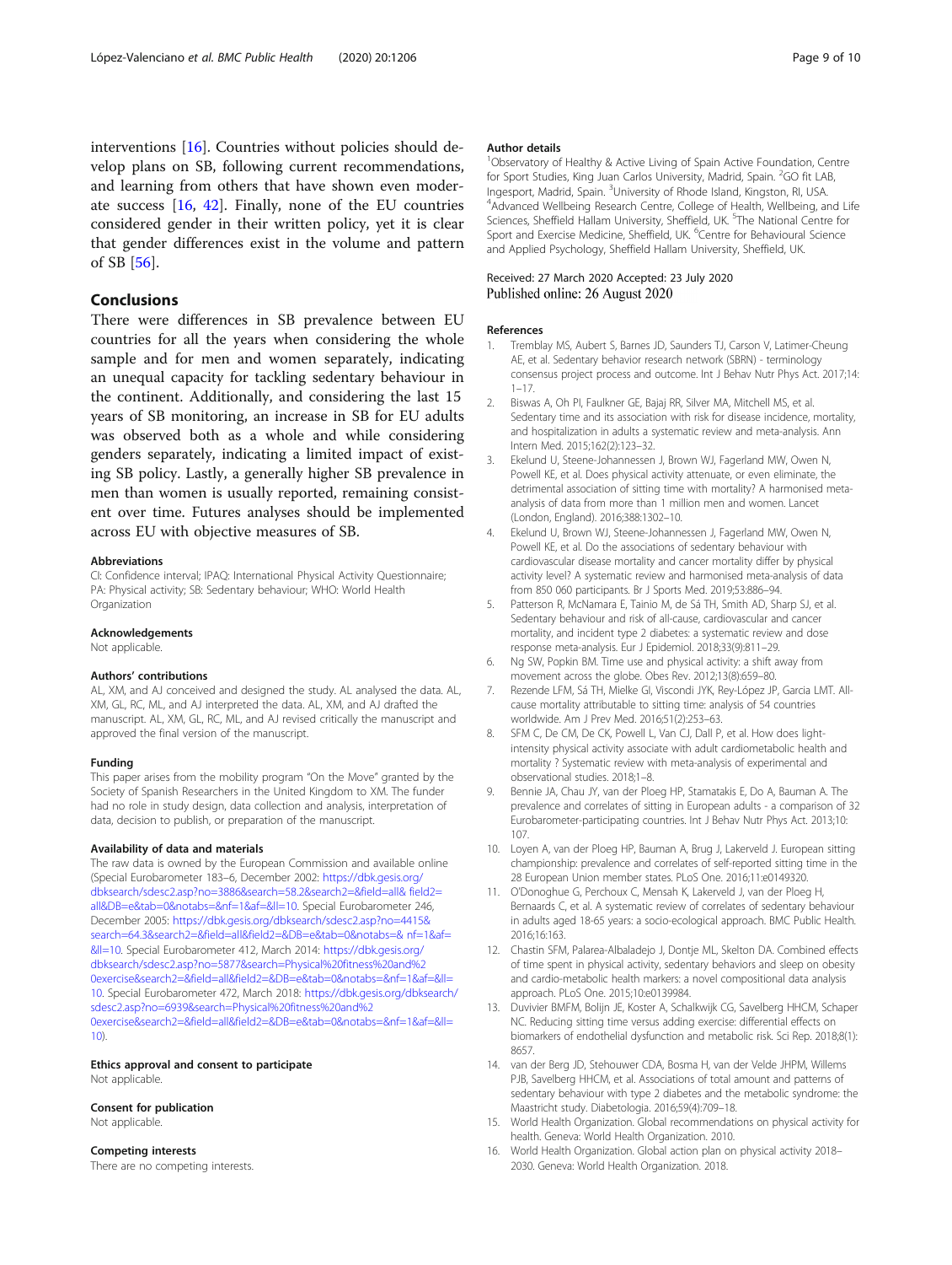interventions [16]. Countries without policies should develop plans on SB, following current recommendations, and learning from others that have shown even moderate success [16, 42]. Finally, none of the EU countries considered gender in their written policy, yet it is clear that gender differences exist in the volume and pattern of SB [56].

## Conclusions

There were differences in SB prevalence between EU countries for all the years when considering the whole sample and for men and women separately, indicating an unequal capacity for tackling sedentary behaviour in the continent. Additionally, and considering the last 15 years of SB monitoring, an increase in SB for EU adults was observed both as a whole and while considering genders separately, indicating a limited impact of existing SB policy. Lastly, a generally higher SB prevalence in men than women is usually reported, remaining consistent over time. Futures analyses should be implemented across EU with objective measures of SB.

#### Abbreviations

CI: Confidence interval; IPAQ: International Physical Activity Questionnaire; PA: Physical activity; SB: Sedentary behaviour; WHO: World Health Organization

#### Acknowledgements

Not applicable.

#### Authors' contributions

AL, XM, and AJ conceived and designed the study. AL analysed the data. AL, XM, GL, RC, ML, and AJ interpreted the data. AL, XM, and AJ drafted the manuscript. AL, XM, GL, RC, ML, and AJ revised critically the manuscript and approved the final version of the manuscript.

#### Funding

This paper arises from the mobility program "On the Move" granted by the Society of Spanish Researchers in the United Kingdom to XM. The funder had no role in study design, data collection and analysis, interpretation of data, decision to publish, or preparation of the manuscript.

#### Availability of data and materials

The raw data is owned by the European Commission and available online (Special Eurobarometer 183–6, December 2002: https://dbk.gesis.org/dbksearch/sdesc2.asp?no=3886&search=58.2&search2=&field=all& field2=all&DB=e&tab=0&notabs=&nf=1&af=&ll=10. Special Eurobarometer 246, December 2005: https://dbk.gesis.org/dbksearch/sdesc2.asp?no=4415&search=64.3&search2=&field=all&field2=&DB=e&tab=0&notabs=& nf=1&af=&ll=10. Special Eurobarometer 412, March 2014: https://dbk.gesis.org/dbksearch/sdesc2.asp?no=5877&search=Physical%20fitness%20and%20exercise&search2=&field=all&field2=&DB=e&tab=0&notabs=&nf=1&af=&ll=10. Special Eurobarometer 472, March 2018: https://dbk.gesis.org/dbksearch/sdesc2.asp?no=6939&search=Physical%20fitness%20and%20exercise&search2=&field=all&field2=&DB=e&tab=0&notabs=&nf=1&af=&ll=10).

#### Ethics approval and consent to participate

Not applicable.

#### Consent for publication

Not applicable.

#### Competing interests

There are no competing interests.

#### Author details

[1]Observatory of Healthy & Active Living of Spain Active Foundation, Centre for Sport Studies, King Juan Carlos University, Madrid, Spain. [2]GO fit LAB, Ingesport, Madrid, Spain. [3]University of Rhode Island, Kingston, RI, USA. [4]Advanced Wellbeing Research Centre, College of Health, Wellbeing, and Life Sciences, Sheffield Hallam University, Sheffield, UK. [5]The National Centre for Sport and Exercise Medicine, Sheffield, UK. [6]Centre for Behavioural Science and Applied Psychology, Sheffield Hallam University, Sheffield, UK.

Received: 27 March 2020 Accepted: 23 July 2020
Published online: 26 August 2020

#### References

1. Tremblay MS, Aubert S, Barnes JD, Saunders TJ, Carson V, Latimer-Cheung AE, et al. Sedentary behavior research network (SBRN) - terminology consensus project process and outcome. Int J Behav Nutr Phys Act. 2017;14:1–17.
2. Biswas A, Oh PI, Faulkner GE, Bajaj RR, Silver MA, Mitchell MS, et al. Sedentary time and its association with risk for disease incidence, mortality, and hospitalization in adults a systematic review and meta-analysis. Ann Intern Med. 2015;162(2):123–32.
3. Ekelund U, Steene-Johannessen J, Brown WJ, Fagerland MW, Owen N, Powell KE, et al. Does physical activity attenuate, or even eliminate, the detrimental association of sitting time with mortality? A harmonised meta-analysis of data from more than 1 million men and women. Lancet (London, England). 2016;388:1302–10.
4. Ekelund U, Brown WJ, Steene-Johannessen J, Fagerland MW, Owen N, Powell KE, et al. Do the associations of sedentary behaviour with cardiovascular disease mortality and cancer mortality differ by physical activity level? A systematic review and harmonised meta-analysis of data from 850 060 participants. Br J Sports Med. 2019;53:886–94.
5. Patterson R, McNamara E, Tainio M, de Sá TH, Smith AD, Sharp SJ, et al. Sedentary behaviour and risk of all-cause, cardiovascular and cancer mortality, and incident type 2 diabetes: a systematic review and dose response meta-analysis. Eur J Epidemiol. 2018;33(9):811–29.
6. Ng SW, Popkin BM. Time use and physical activity: a shift away from movement across the globe. Obes Rev. 2012;13(8):659–80.
7. Rezende LFM, Sá TH, Mielke GI, Viscondi JYK, Rey-López JP, Garcia LMT. All-cause mortality attributable to sitting time: analysis of 54 countries worldwide. Am J Prev Med. 2016;51(2):253–63.
8. SFM C, De CM, De CK, Powell L, Van CJ, Dall P, et al. How does light-intensity physical activity associate with adult cardiometabolic health and mortality ? Systematic review with meta-analysis of experimental and observational studies. 2018;1–8.
9. Bennie JA, Chau JY, van der Ploeg HP, Stamatakis E, Do A, Bauman A. The prevalence and correlates of sitting in European adults - a comparison of 32 Eurobarometer-participating countries. Int J Behav Nutr Phys Act. 2013;10:107.
10. Loyen A, van der Ploeg HP, Bauman A, Brug J, Lakerveld J. European sitting championship: prevalence and correlates of self-reported sitting time in the 28 European Union member states. PLoS One. 2016;11:e0149320.
11. O'Donoghue G, Perchoux C, Mensah K, Lakerveld J, van der Ploeg H, Bernaards C, et al. A systematic review of correlates of sedentary behaviour in adults aged 18-65 years: a socio-ecological approach. BMC Public Health. 2016;16:163.
12. Chastin SFM, Palarea-Albaladejo J, Dontje ML, Skelton DA. Combined effects of time spent in physical activity, sedentary behaviors and sleep on obesity and cardio-metabolic health markers: a novel compositional data analysis approach. PLoS One. 2015;10:e0139984.
13. Duvivier BMFM, Bolijn JE, Koster A, Schalkwijk CG, Savelberg HHCM, Schaper NC. Reducing sitting time versus adding exercise: differential effects on biomarkers of endothelial dysfunction and metabolic risk. Sci Rep. 2018;8(1):8657.
14. van der Berg JD, Stehouwer CDA, Bosma H, van der Velde JHPM, Willems PJB, Savelberg HHCM, et al. Associations of total amount and patterns of sedentary behaviour with type 2 diabetes and the metabolic syndrome: the Maastricht study. Diabetologia. 2016;59(4):709–18.
15. World Health Organization. Global recommendations on physical activity for health. Geneva: World Health Organization. 2010.
16. World Health Organization. Global action plan on physical activity 2018–2030. Geneva: World Health Organization. 2018.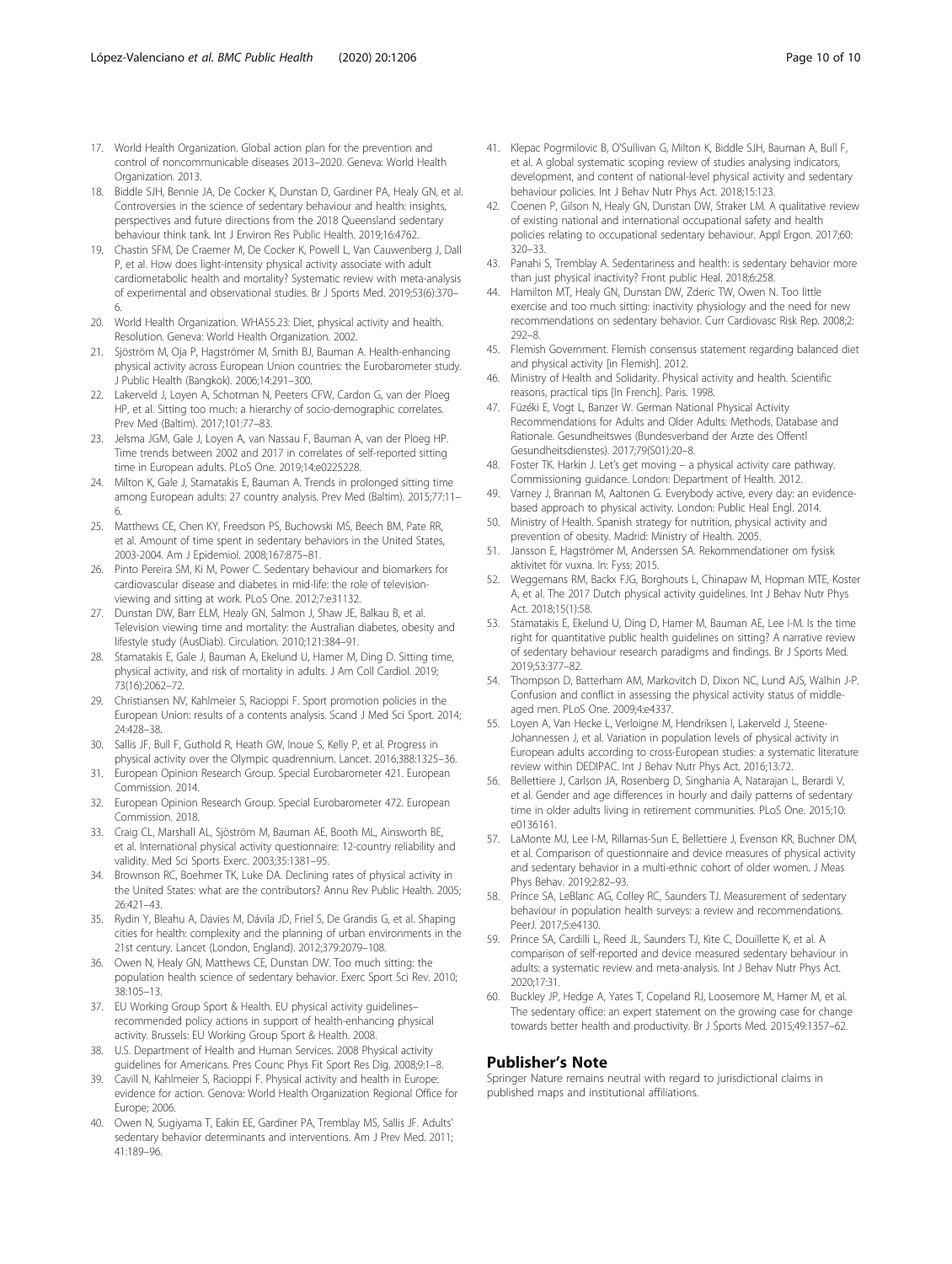17. World Health Organization. Global action plan for the prevention and control of noncommunicable diseases 2013–2020. Geneva: World Health Organization. 2013.
18. Biddle SJH, Bennie JA, De Cocker K, Dunstan D, Gardiner PA, Healy GN, et al. Controversies in the science of sedentary behaviour and health: insights, perspectives and future directions from the 2018 Queensland sedentary behaviour think tank. Int J Environ Res Public Health. 2019;16:4762.
19. Chastin SFM, De Craemer M, De Cocker K, Powell L, Van Cauwenberg J, Dall P, et al. How does light-intensity physical activity associate with adult cardiometabolic health and mortality? Systematic review with meta-analysis of experimental and observational studies. Br J Sports Med. 2019;53(6):370–6.
20. World Health Organization. WHA55.23: Diet, physical activity and health. Resolution. Geneva: World Health Organization. 2002.
21. Sjöström M, Oja P, Hagströmer M, Smith BJ, Bauman A. Health-enhancing physical activity across European Union countries: the Eurobarometer study. J Public Health (Bangkok). 2006;14:291–300.
22. Lakerveld J, Loyen A, Schotman N, Peeters CFW, Cardon G, van der Ploeg HP, et al. Sitting too much: a hierarchy of socio-demographic correlates. Prev Med (Baltim). 2017;101:77–83.
23. Jelsma JGM, Gale J, Loyen A, van Nassau F, Bauman A, van der Ploeg HP. Time trends between 2002 and 2017 in correlates of self-reported sitting time in European adults. PLoS One. 2019;14:e0225228.
24. Milton K, Gale J, Stamatakis E, Bauman A. Trends in prolonged sitting time among European adults: 27 country analysis. Prev Med (Baltim). 2015;77:11–6.
25. Matthews CE, Chen KY, Freedson PS, Buchowski MS, Beech BM, Pate RR, et al. Amount of time spent in sedentary behaviors in the United States, 2003-2004. Am J Epidemiol. 2008;167:875–81.
26. Pinto Pereira SM, Ki M, Power C. Sedentary behaviour and biomarkers for cardiovascular disease and diabetes in mid-life: the role of television-viewing and sitting at work. PLoS One. 2012;7:e31132.
27. Dunstan DW, Barr ELM, Healy GN, Salmon J, Shaw JE, Balkau B, et al. Television viewing time and mortality: the Australian diabetes, obesity and lifestyle study (AusDiab). Circulation. 2010;121:384–91.
28. Stamatakis E, Gale J, Bauman A, Ekelund U, Hamer M, Ding D. Sitting time, physical activity, and risk of mortality in adults. J Am Coll Cardiol. 2019; 73(16):2062–72.
29. Christiansen NV, Kahlmeier S, Racioppi F. Sport promotion policies in the European Union: results of a contents analysis. Scand J Med Sci Sport. 2014; 24:428–38.
30. Sallis JF, Bull F, Guthold R, Heath GW, Inoue S, Kelly P, et al. Progress in physical activity over the Olympic quadrennium. Lancet. 2016;388:1325–36.
31. European Opinion Research Group. Special Eurobarometer 421. European Commission. 2014.
32. European Opinion Research Group. Special Eurobarometer 472. European Commission. 2018.
33. Craig CL, Marshall AL, Sjöström M, Bauman AE, Booth ML, Ainsworth BE, et al. International physical activity questionnaire: 12-country reliability and validity. Med Sci Sports Exerc. 2003;35:1381–95.
34. Brownson RC, Boehmer TK, Luke DA. Declining rates of physical activity in the United States: what are the contributors? Annu Rev Public Health. 2005; 26:421–43.
35. Rydin Y, Bleahu A, Davies M, Dávila JD, Friel S, De Grandis G, et al. Shaping cities for health: complexity and the planning of urban environments in the 21st century. Lancet (London, England). 2012;379:2079–108.
36. Owen N, Healy GN, Matthews CE, Dunstan DW. Too much sitting: the population health science of sedentary behavior. Exerc Sport Sci Rev. 2010; 38:105–13.
37. EU Working Group Sport & Health. EU physical activity guidelines–recommended policy actions in support of health-enhancing physical activity. Brussels: EU Working Group Sport & Health. 2008.
38. U.S. Department of Health and Human Services. 2008 Physical activity guidelines for Americans. Pres Counc Phys Fit Sport Res Dig. 2008;9:1–8.
39. Cavill N, Kahlmeier S, Racioppi F. Physical activity and health in Europe: evidence for action. Genova: World Health Organization Regional Office for Europe; 2006.
40. Owen N, Sugiyama T, Eakin EE, Gardiner PA, Tremblay MS, Sallis JF. Adults' sedentary behavior determinants and interventions. Am J Prev Med. 2011; 41:189–96.
41. Klepac Pogrmilovic B, O'Sullivan G, Milton K, Biddle SJH, Bauman A, Bull F, et al. A global systematic scoping review of studies analysing indicators, development, and content of national-level physical activity and sedentary behaviour policies. Int J Behav Nutr Phys Act. 2018;15:123.
42. Coenen P, Gilson N, Healy GN, Dunstan DW, Straker LM. A qualitative review of existing national and international occupational safety and health policies relating to occupational sedentary behaviour. Appl Ergon. 2017;60: 320–33.
43. Panahi S, Tremblay A. Sedentariness and health: is sedentary behavior more than just physical inactivity? Front public Heal. 2018;6:258.
44. Hamilton MT, Healy GN, Dunstan DW, Zderic TW, Owen N. Too little exercise and too much sitting: inactivity physiology and the need for new recommendations on sedentary behavior. Curr Cardiovasc Risk Rep. 2008;2: 292–8.
45. Flemish Government. Flemish consensus statement regarding balanced diet and physical activity [in Flemish]. 2012.
46. Ministry of Health and Solidarity. Physical activity and health. Scientific reasons, practical tips [In French]. Paris. 1998.
47. Füzéki E, Vogt L, Banzer W. German National Physical Activity Recommendations for Adults and Older Adults: Methods, Database and Rationale. Gesundheitswes (Bundesverband der Arzte des Offentl Gesundheitsdienstes). 2017;79(S01):20–8.
48. Foster TK. Harkin J. Let's get moving – a physical activity care pathway. Commissioning guidance. London: Department of Health. 2012.
49. Varney J, Brannan M, Aaltonen G. Everybody active, every day: an evidence-based approach to physical activity. London: Public Heal Engl. 2014.
50. Ministry of Health. Spanish strategy for nutrition, physical activity and prevention of obesity. Madrid: Ministry of Health. 2005.
51. Jansson E, Hagströmer M, Anderssen SA. Rekommendationer om fysisk aktivitet för vuxna. In: Fyss; 2015.
52. Weggemans RM, Backx FJG, Borghouts L, Chinapaw M, Hopman MTE, Koster A, et al. The 2017 Dutch physical activity guidelines. Int J Behav Nutr Phys Act. 2018;15(1):58.
53. Stamatakis E, Ekelund U, Ding D, Hamer M, Bauman AE, Lee I-M. Is the time right for quantitative public health guidelines on sitting? A narrative review of sedentary behaviour research paradigms and findings. Br J Sports Med. 2019;53:377–82.
54. Thompson D, Batterham AM, Markovitch D, Dixon NC, Lund AJS, Walhin J-P. Confusion and conflict in assessing the physical activity status of middle-aged men. PLoS One. 2009;4:e4337.
55. Loyen A, Van Hecke L, Verloigne M, Hendriksen I, Lakerveld J, Steene-Johannessen J, et al. Variation in population levels of physical activity in European adults according to cross-European studies: a systematic literature review within DEDIPAC. Int J Behav Nutr Phys Act. 2016;13:72.
56. Bellettiere J, Carlson JA, Rosenberg D, Singhania A, Natarajan L, Berardi V, et al. Gender and age differences in hourly and daily patterns of sedentary time in older adults living in retirement communities. PLoS One. 2015;10: e0136161.
57. LaMonte MJ, Lee I-M, Rillamas-Sun E, Bellettiere J, Evenson KR, Buchner DM, et al. Comparison of questionnaire and device measures of physical activity and sedentary behavior in a multi-ethnic cohort of older women. J Meas Phys Behav. 2019;2:82–93.
58. Prince SA, LeBlanc AG, Colley RC, Saunders TJ. Measurement of sedentary behaviour in population health surveys: a review and recommendations. PeerJ. 2017;5:e4130.
59. Prince SA, Cardilli L, Reed JL, Saunders TJ, Kite C, Douillette K, et al. A comparison of self-reported and device measured sedentary behaviour in adults: a systematic review and meta-analysis. Int J Behav Nutr Phys Act. 2020;17:31.
60. Buckley JP, Hedge A, Yates T, Copeland RJ, Loosemore M, Hamer M, et al. The sedentary office: an expert statement on the growing case for change towards better health and productivity. Br J Sports Med. 2015;49:1357–62.

## Publisher's Note

Springer Nature remains neutral with regard to jurisdictional claims in published maps and institutional affiliations.